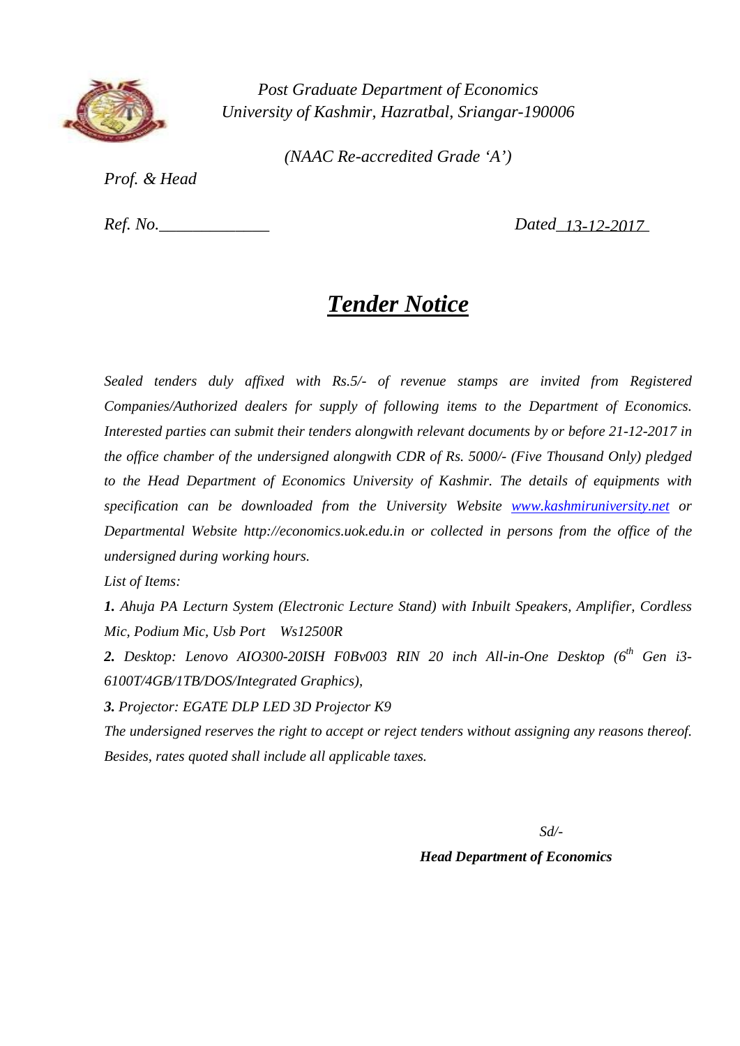*Post Graduate Department of Economics*
*University of Kashmir, Hazratbal, Sriangar-190006*

*(NAAC Re-accredited Grade 'A')*

*Prof. & Head*

*Ref. No.\_\_\_\_\_\_\_\_\_\_\_\_\_* *Dated 13-12-2017*

# ***Tender Notice***

*Sealed tenders duly affixed with Rs.5/- of revenue stamps are invited from Registered Companies/Authorized dealers for supply of following items to the Department of Economics. Interested parties can submit their tenders alongwith relevant documents by or before 21-12-2017 in the office chamber of the undersigned alongwith CDR of Rs. 5000/- (Five Thousand Only) pledged to the Head Department of Economics University of Kashmir. The details of equipments with specification can be downloaded from the University Website www.kashmiruniversity.net or Departmental Website http://economics.uok.edu.in or collected in persons from the office of the undersigned during working hours.*

*List of Items:*

***1.** Ahuja PA Lecturn System (Electronic Lecture Stand) with Inbuilt Speakers, Amplifier, Cordless Mic, Podium Mic, Usb Port Ws12500R*

***2.** Desktop: Lenovo AIO300-20ISH F0Bv003 RIN 20 inch All-in-One Desktop (6th Gen i3-6100T/4GB/1TB/DOS/Integrated Graphics),*

***3.** Projector: EGATE DLP LED 3D Projector K9*

*The undersigned reserves the right to accept or reject tenders without assigning any reasons thereof. Besides, rates quoted shall include all applicable taxes.*

*Sd/-*

***Head Department of Economics***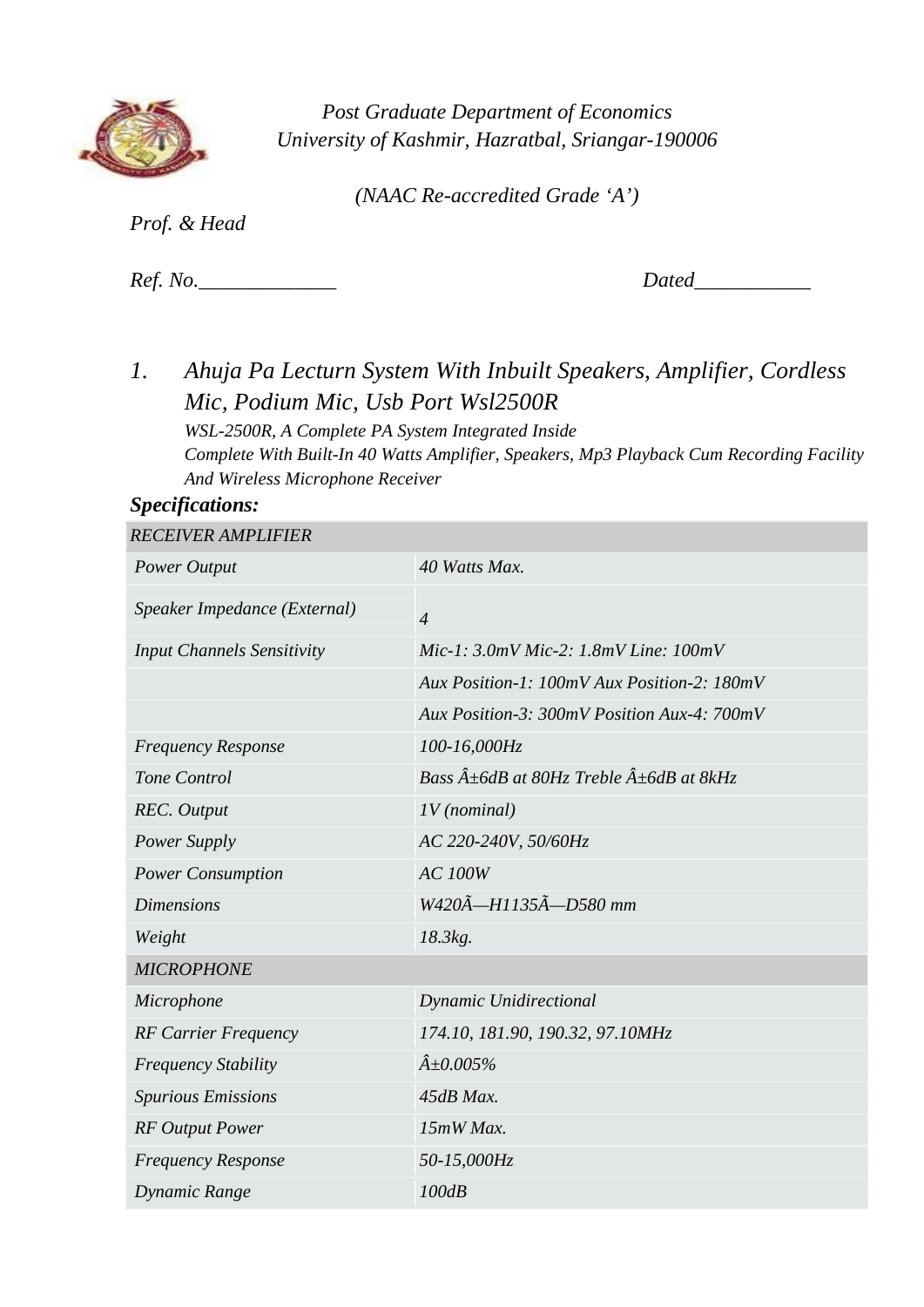*Post Graduate Department of Economics*
*University of Kashmir, Hazratbal, Sriangar-190006*

*(NAAC Re-accredited Grade 'A')*

*Prof. & Head*

*Ref. No.\_\_\_\_\_\_\_\_\_\_\_\_\_* *Dated\_\_\_\_\_\_\_\_\_\_\_*

1. *Ahuja Pa Lecturn System With Inbuilt Speakers, Amplifier, Cordless Mic, Podium Mic, Usb Port Wsl2500R*

   *WSL-2500R, A Complete PA System Integrated Inside*
   *Complete With Built-In 40 Watts Amplifier, Speakers, Mp3 Playback Cum Recording Facility And Wireless Microphone Receiver*

***Specifications:***

| *RECEIVER AMPLIFIER* | |
|---|---|
| *Power Output* | *40 Watts Max.* |
| *Speaker Impedance (External)* | *4* |
| *Input Channels Sensitivity* | *Mic-1: 3.0mV Mic-2: 1.8mV Line: 100mV* |
| | *Aux Position-1: 100mV Aux Position-2: 180mV* |
| | *Aux Position-3: 300mV Position Aux-4: 700mV* |
| *Frequency Response* | *100-16,000Hz* |
| *Tone Control* | *Bass Â±6dB at 80Hz Treble Â±6dB at 8kHz* |
| *REC. Output* | *1V (nominal)* |
| *Power Supply* | *AC 220-240V, 50/60Hz* |
| *Power Consumption* | *AC 100W* |
| *Dimensions* | *W420Ã—H1135Ã—D580 mm* |
| *Weight* | *18.3kg.* |
| *MICROPHONE* | |
| *Microphone* | *Dynamic Unidirectional* |
| *RF Carrier Frequency* | *174.10, 181.90, 190.32, 97.10MHz* |
| *Frequency Stability* | *Â±0.005%* |
| *Spurious Emissions* | *45dB Max.* |
| *RF Output Power* | *15mW Max.* |
| *Frequency Response* | *50-15,000Hz* |
| *Dynamic Range* | *100dB* |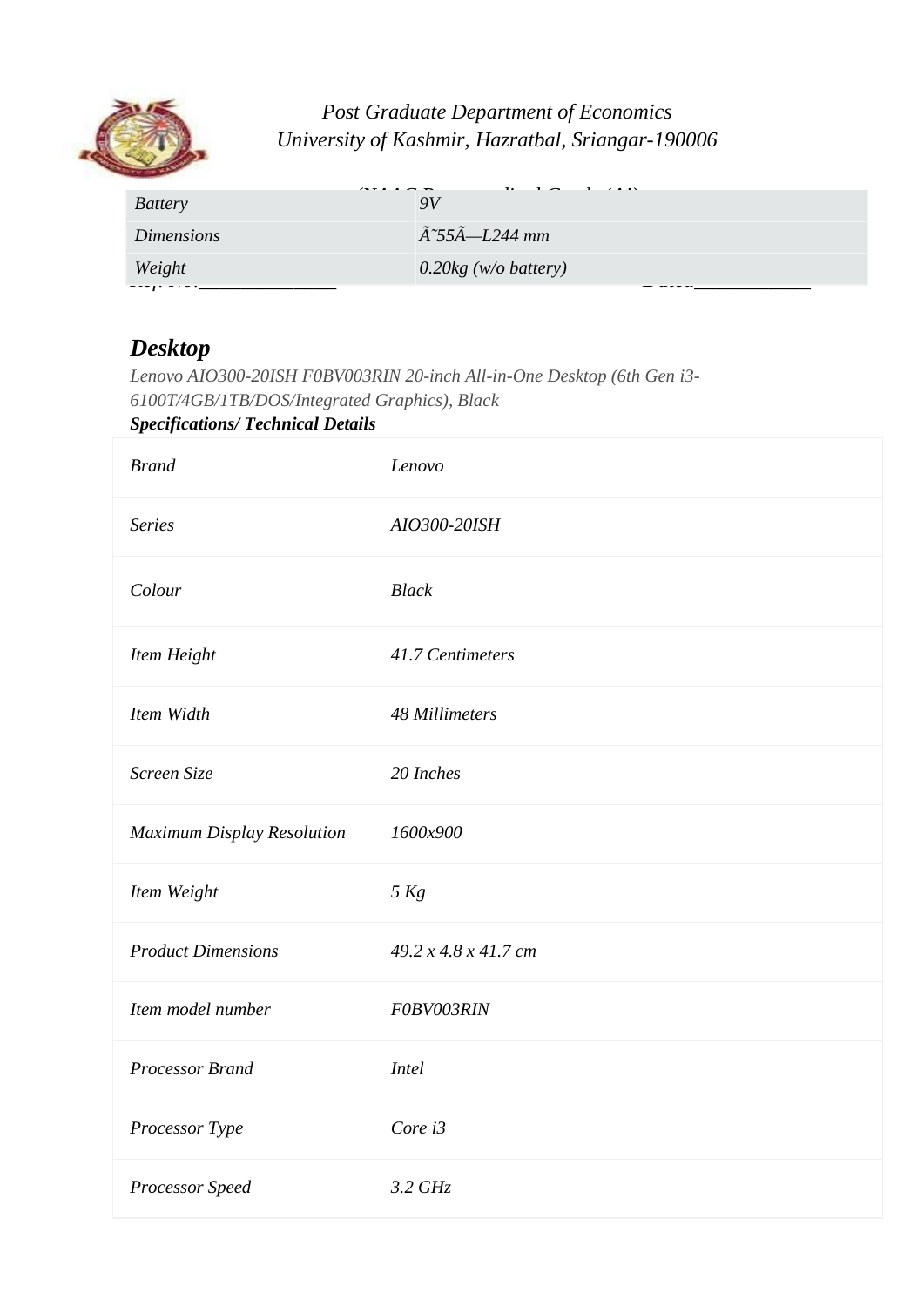Post Graduate Department of Economics
University of Kashmir, Hazratbal, Sriangar-190006

| Battery | 9V |
|---|---|
| Dimensions | Ã˜55Ã—L244 mm |
| Weight | 0.20kg (w/o battery) |

## Desktop

*Lenovo AIO300-20ISH F0BV003RIN 20-inch All-in-One Desktop (6th Gen i3-6100T/4GB/1TB/DOS/Integrated Graphics), Black*

***Specifications/ Technical Details***

| Brand | Lenovo |
|---|---|
| Series | AIO300-20ISH |
| Colour | Black |
| Item Height | 41.7 Centimeters |
| Item Width | 48 Millimeters |
| Screen Size | 20 Inches |
| Maximum Display Resolution | 1600x900 |
| Item Weight | 5 Kg |
| Product Dimensions | 49.2 x 4.8 x 41.7 cm |
| Item model number | F0BV003RIN |
| Processor Brand | Intel |
| Processor Type | Core i3 |
| Processor Speed | 3.2 GHz |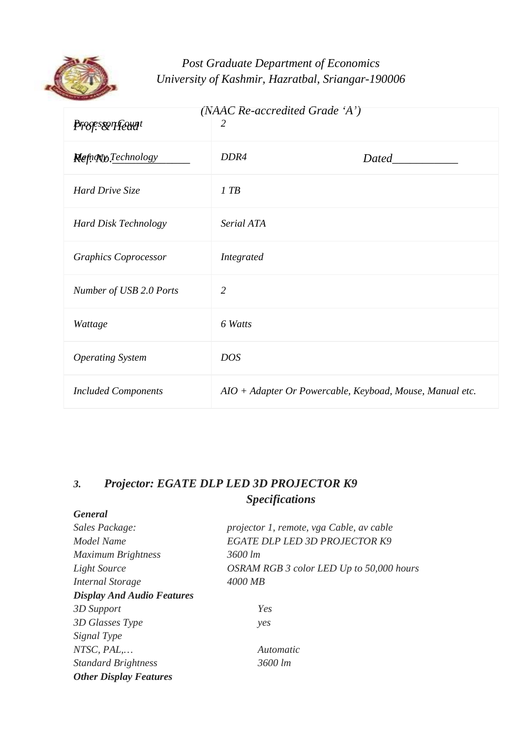*Post Graduate Department of Economics*
*University of Kashmir, Hazratbal, Sriangar-190006*

*(NAAC Re-accredited Grade 'A')*

*Prof. & Head*

*Ref. No.______________* *Dated___________*

| | |
|---|---|
| *Processor Count* | *2* |
| *Memory Technology* | *DDR4* |
| *Hard Drive Size* | *1 TB* |
| *Hard Disk Technology* | *Serial ATA* |
| *Graphics Coprocessor* | *Integrated* |
| *Number of USB 2.0 Ports* | *2* |
| *Wattage* | *6 Watts* |
| *Operating System* | *DOS* |
| *Included Components* | *AIO + Adapter Or Powercable, Keyboad, Mouse, Manual etc.* |

### *3. Projector: EGATE DLP LED 3D PROJECTOR K9*

#### *Specifications*

***General***

| | |
|---|---|
| *Sales Package:* | *projector 1, remote, vga Cable, av cable* |
| *Model Name* | *EGATE DLP LED 3D PROJECTOR K9* |
| *Maximum Brightness* | *3600 lm* |
| *Light Source* | *OSRAM RGB 3 color LED Up to 50,000 hours* |
| *Internal Storage* | *4000 MB* |

***Display And Audio Features***

| | |
|---|---|
| *3D Support* | *Yes* |
| *3D Glasses Type* | *yes* |
| *Signal Type* | |
| *NTSC, PAL,…* | *Automatic* |
| *Standard Brightness* | *3600 lm* |

***Other Display Features***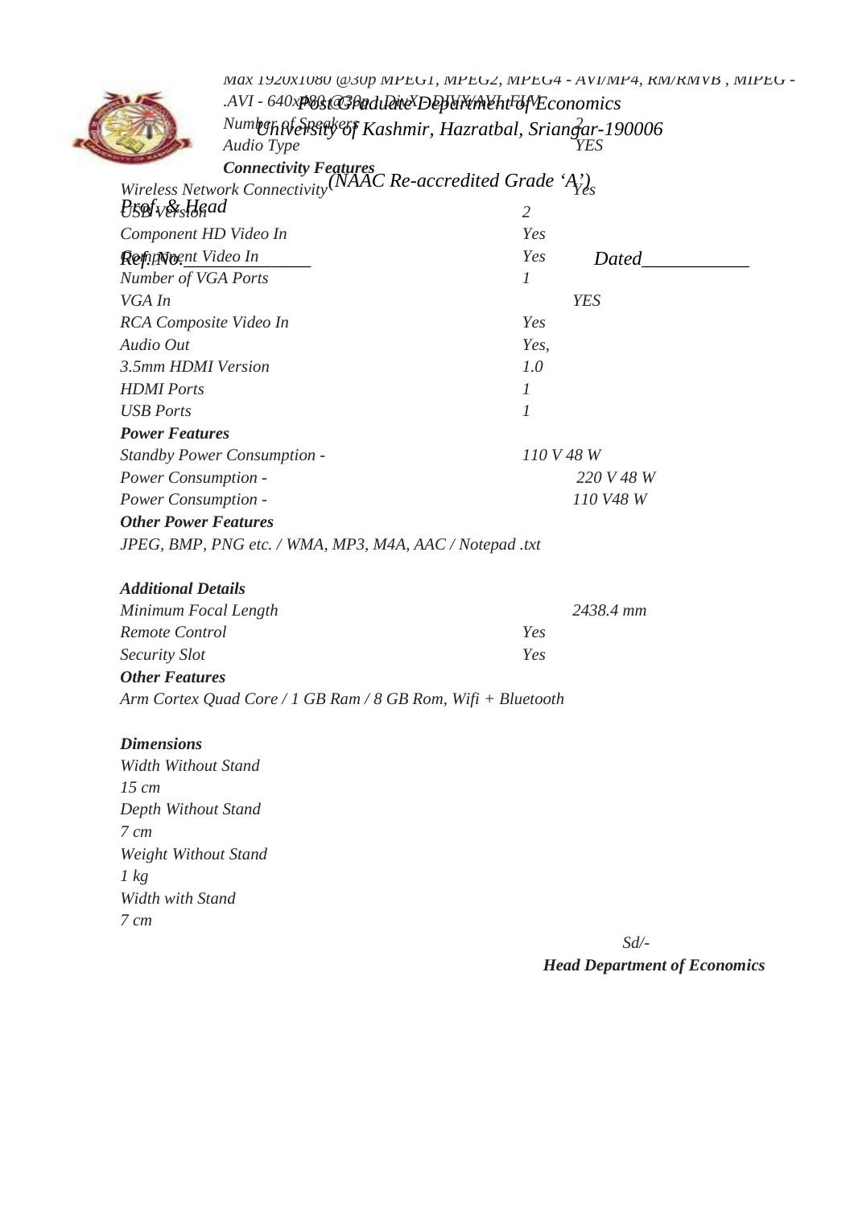Post Graduate Department of Economics

University of Kashmir, Hazratbal, Sriangar-190006

(NAAC Re-accredited Grade 'A')

Prof. & Head

Ref. No.__________ Dated___________

Max 1920x1080 @30p MPEG1, MPEG2, MPEG4 - AVI/MP4, RM/RMVB , MJPEG - .AVI - 640x480 @30p ), DivX - DIVX/AVI, FLV

| | |
|---|---|
| Number of Speakers | 2 |
| Audio Type | YES |
| **Connectivity Features** | |
| Wireless Network Connectivity | Yes |
| USB Version | 2 |
| Component HD Video In | Yes |
| Component Video In | Yes |
| Number of VGA Ports | 1 |
| VGA In | YES |
| RCA Composite Video In | Yes |
| Audio Out | Yes, |
| 3.5mm HDMI Version | 1.0 |
| HDMI Ports | 1 |
| USB Ports | 1 |
| **Power Features** | |
| Standby Power Consumption - | 110 V 48 W |
| Power Consumption - | 220 V 48 W |
| Power Consumption - | 110 V48 W |
| **Other Power Features** | |
| JPEG, BMP, PNG etc. / WMA, MP3, M4A, AAC / Notepad .txt | |

**Additional Details**

| | |
|---|---|
| Minimum Focal Length | 2438.4 mm |
| Remote Control | Yes |
| Security Slot | Yes |

**Other Features**

Arm Cortex Quad Core / 1 GB Ram / 8 GB Rom, Wifi + Bluetooth

**Dimensions**

Width Without Stand

15 cm

Depth Without Stand

7 cm

Weight Without Stand

1 kg

Width with Stand

7 cm

Sd/-

**Head Department of Economics**